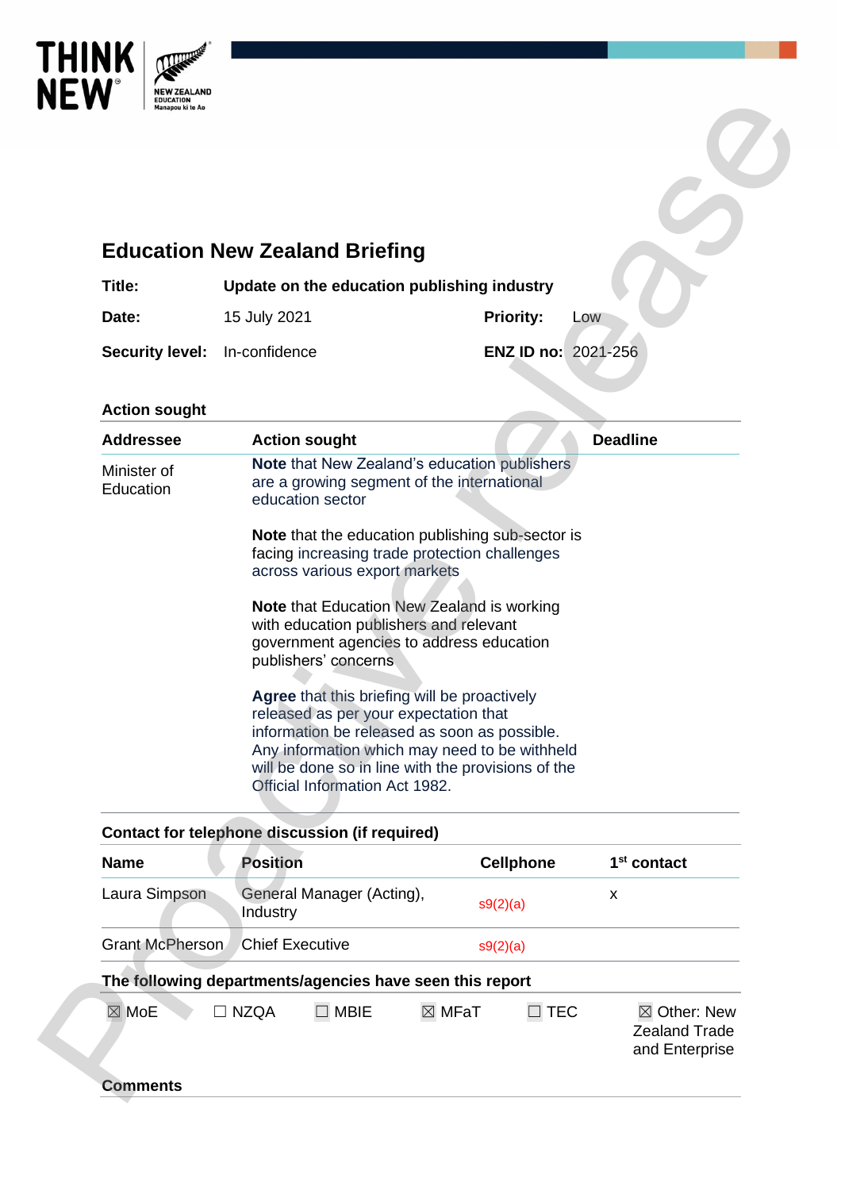THINK NEW

NEW ZEALAND EDUCATION Manapou ki te Ao

# Education New Zealand Briefing

| | | | |
|---|---|---|---|
| **Title:** | **Update on the education publishing industry** | | |
| **Date:** | 15 July 2021 | **Priority:** | Low |
| **Security level:** | In-confidence | **ENZ ID no:** | 2021-256 |

## Action sought

| Addressee | Action sought | Deadline |
|---|---|---|
| Minister of Education | **Note** that New Zealand's education publishers are a growing segment of the international education sector<br><br>**Note** that the education publishing sub-sector is facing increasing trade protection challenges across various export markets<br><br>**Note** that Education New Zealand is working with education publishers and relevant government agencies to address education publishers' concerns<br><br>**Agree** that this briefing will be proactively released as per your expectation that information be released as soon as possible. Any information which may need to be withheld will be done so in line with the provisions of the Official Information Act 1982. | |

## Contact for telephone discussion (if required)

| Name | Position | Cellphone | 1st contact |
|---|---|---|---|
| Laura Simpson | General Manager (Acting), Industry | s9(2)(a) | x |
| Grant McPherson | Chief Executive | s9(2)(a) | |

## The following departments/agencies have seen this report

| | | | | | |
|---|---|---|---|---|---|
| ☒ MoE | ☐ NZQA | ☐ MBIE | ☒ MFaT | ☐ TEC | ☒ Other: New Zealand Trade and Enterprise |

## Comments

Proactive release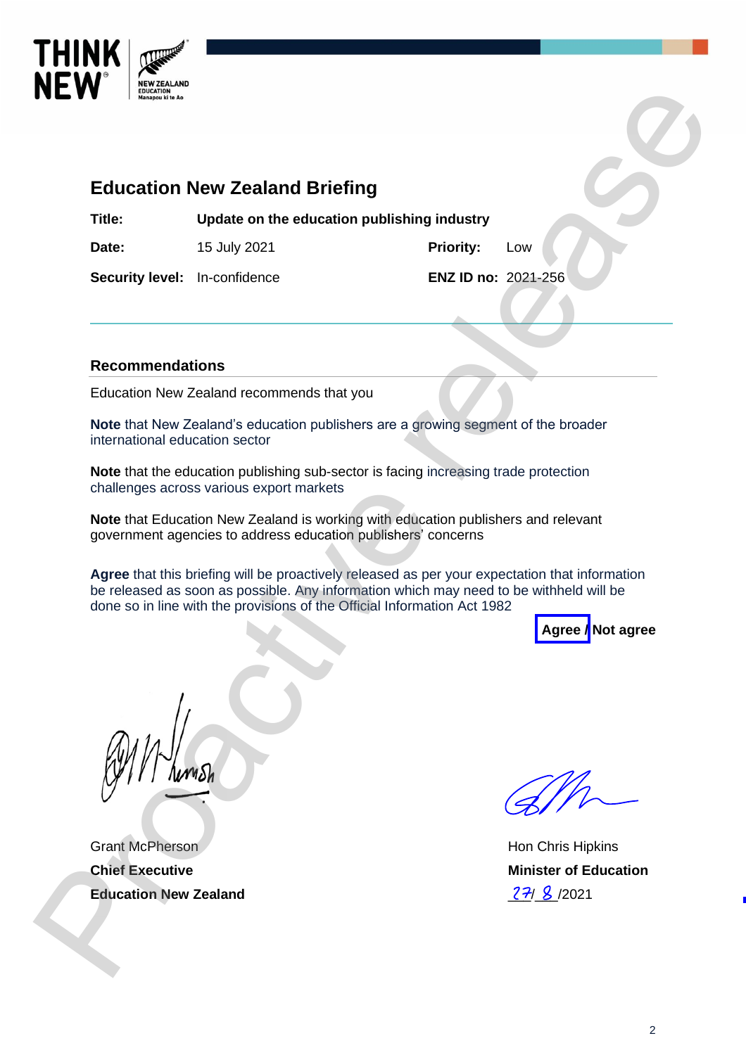## Education New Zealand Briefing

| | | | |
|---|---|---|---|
| **Title:** | **Update on the education publishing industry** | | |
| **Date:** | 15 July 2021 | **Priority:** | Low |
| **Security level:** | In-confidence | **ENZ ID no:** | 2021-256 |

### Recommendations

Education New Zealand recommends that you

**Note** that New Zealand's education publishers are a growing segment of the broader international education sector

**Note** that the education publishing sub-sector is facing increasing trade protection challenges across various export markets

**Note** that Education New Zealand is working with education publishers and relevant government agencies to address education publishers' concerns

**Agree** that this briefing will be proactively released as per your expectation that information be released as soon as possible. Any information which may need to be withheld will be done so in line with the provisions of the Official Information Act 1982

**Agree / Not agree**

Grant McPherson
**Chief Executive**
**Education New Zealand**

Hon Chris Hipkins
**Minister of Education**
27/ 8 /2021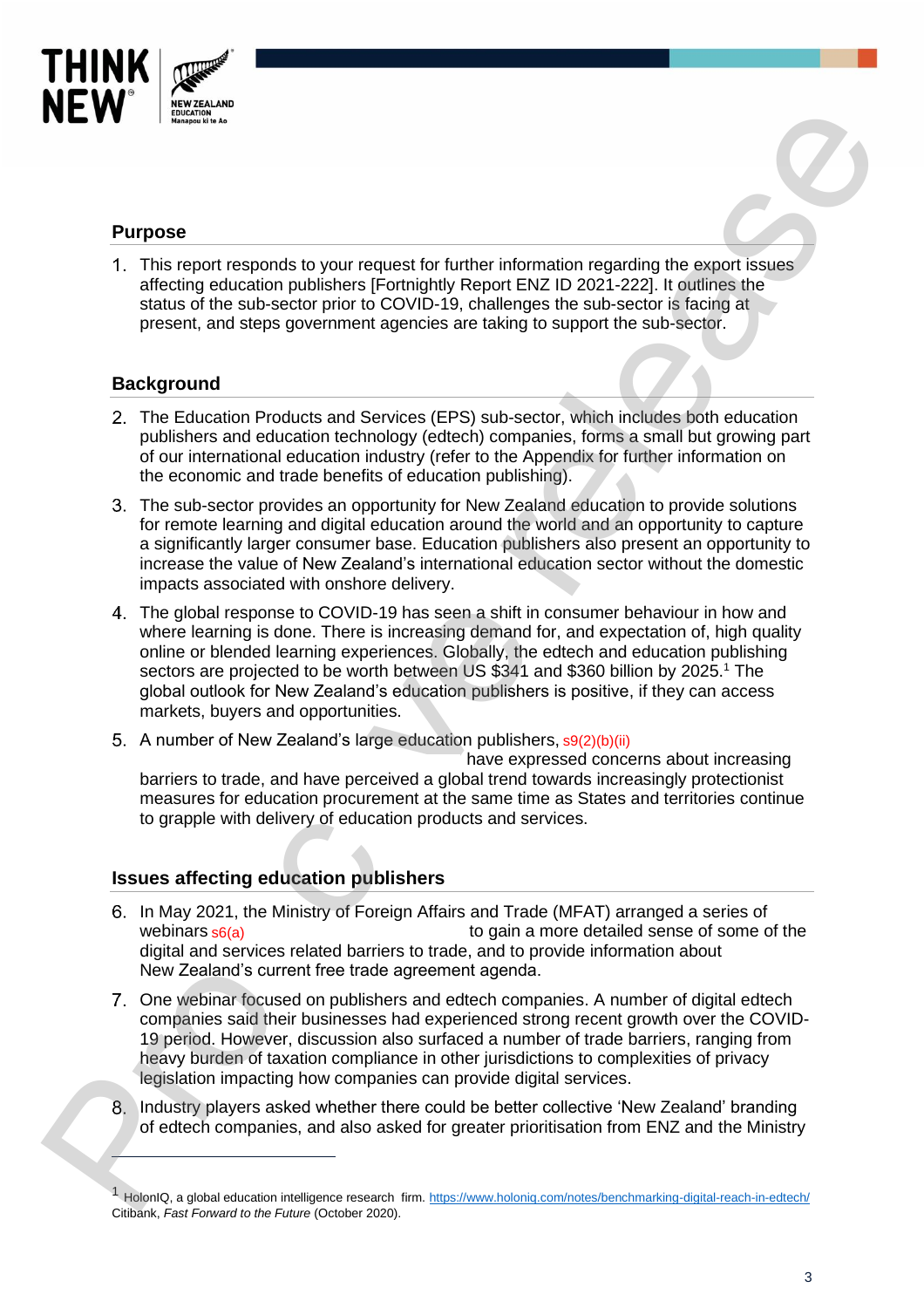## Purpose

1. This report responds to your request for further information regarding the export issues affecting education publishers [Fortnightly Report ENZ ID 2021-222]. It outlines the status of the sub-sector prior to COVID-19, challenges the sub-sector is facing at present, and steps government agencies are taking to support the sub-sector.

## Background

2. The Education Products and Services (EPS) sub-sector, which includes both education publishers and education technology (edtech) companies, forms a small but growing part of our international education industry (refer to the Appendix for further information on the economic and trade benefits of education publishing).

3. The sub-sector provides an opportunity for New Zealand education to provide solutions for remote learning and digital education around the world and an opportunity to capture a significantly larger consumer base. Education publishers also present an opportunity to increase the value of New Zealand's international education sector without the domestic impacts associated with onshore delivery.

4. The global response to COVID-19 has seen a shift in consumer behaviour in how and where learning is done. There is increasing demand for, and expectation of, high quality online or blended learning experiences. Globally, the edtech and education publishing sectors are projected to be worth between US $341 and $360 billion by 2025.[1] The global outlook for New Zealand's education publishers is positive, if they can access markets, buyers and opportunities.

5. A number of New Zealand's large education publishers, s9(2)(b)(ii) have expressed concerns about increasing barriers to trade, and have perceived a global trend towards increasingly protectionist measures for education procurement at the same time as States and territories continue to grapple with delivery of education products and services.

## Issues affecting education publishers

6. In May 2021, the Ministry of Foreign Affairs and Trade (MFAT) arranged a series of webinars s6(a) to gain a more detailed sense of some of the digital and services related barriers to trade, and to provide information about New Zealand's current free trade agreement agenda.

7. One webinar focused on publishers and edtech companies. A number of digital edtech companies said their businesses had experienced strong recent growth over the COVID-19 period. However, discussion also surfaced a number of trade barriers, ranging from heavy burden of taxation compliance in other jurisdictions to complexities of privacy legislation impacting how companies can provide digital services.

8. Industry players asked whether there could be better collective 'New Zealand' branding of edtech companies, and also asked for greater prioritisation from ENZ and the Ministry

---

[1] HolonIQ, a global education intelligence research firm. https://www.holoniq.com/notes/benchmarking-digital-reach-in-edtech/ Citibank, *Fast Forward to the Future* (October 2020).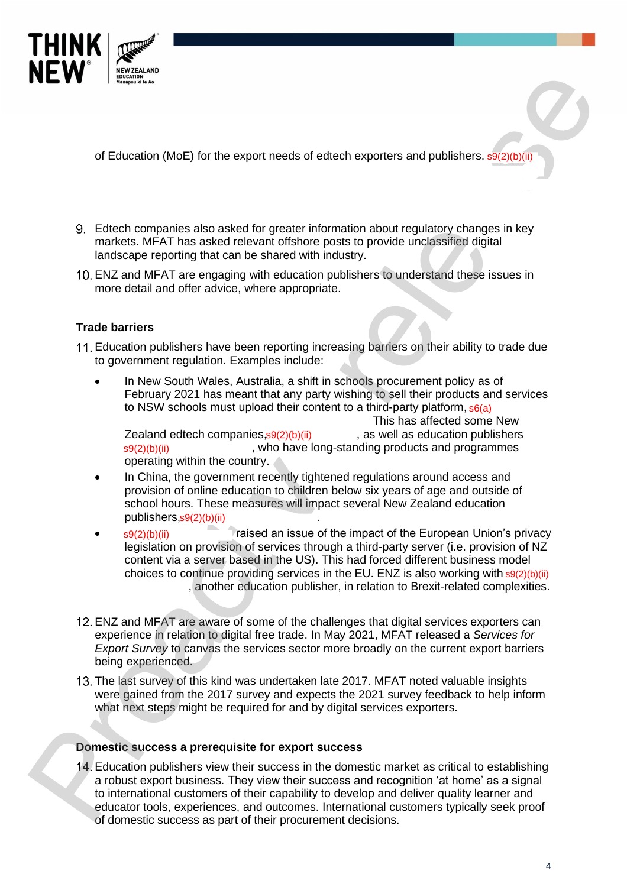of Education (MoE) for the export needs of edtech exporters and publishers. s9(2)(b)(ii)

9. Edtech companies also asked for greater information about regulatory changes in key markets. MFAT has asked relevant offshore posts to provide unclassified digital landscape reporting that can be shared with industry.
10. ENZ and MFAT are engaging with education publishers to understand these issues in more detail and offer advice, where appropriate.

### Trade barriers

11. Education publishers have been reporting increasing barriers on their ability to trade due to government regulation. Examples include:
    - In New South Wales, Australia, a shift in schools procurement policy as of February 2021 has meant that any party wishing to sell their products and services to NSW schools must upload their content to a third-party platform, s6(a) This has affected some New Zealand edtech companies, s9(2)(b)(ii) , as well as education publishers s9(2)(b)(ii) , who have long-standing products and programmes operating within the country.
    - In China, the government recently tightened regulations around access and provision of online education to children below six years of age and outside of school hours. These measures will impact several New Zealand education publishers, s9(2)(b)(ii) .
    - s9(2)(b)(ii) raised an issue of the impact of the European Union's privacy legislation on provision of services through a third-party server (i.e. provision of NZ content via a server based in the US). This had forced different business model choices to continue providing services in the EU. ENZ is also working with s9(2)(b)(ii) , another education publisher, in relation to Brexit-related complexities.

12. ENZ and MFAT are aware of some of the challenges that digital services exporters can experience in relation to digital free trade. In May 2021, MFAT released a *Services for Export Survey* to canvas the services sector more broadly on the current export barriers being experienced.
13. The last survey of this kind was undertaken late 2017. MFAT noted valuable insights were gained from the 2017 survey and expects the 2021 survey feedback to help inform what next steps might be required for and by digital services exporters.

### Domestic success a prerequisite for export success

14. Education publishers view their success in the domestic market as critical to establishing a robust export business. They view their success and recognition 'at home' as a signal to international customers of their capability to develop and deliver quality learner and educator tools, experiences, and outcomes. International customers typically seek proof of domestic success as part of their procurement decisions.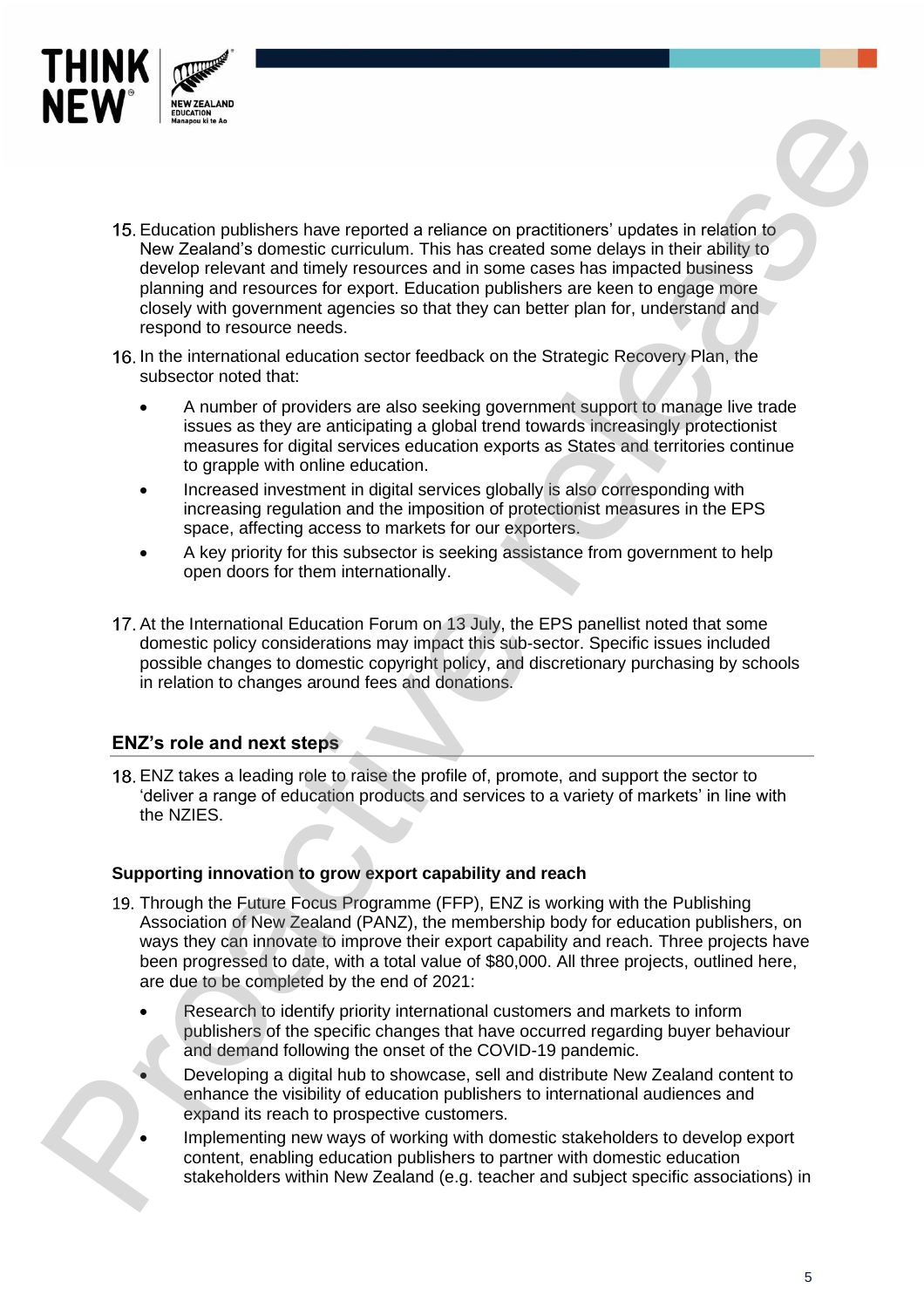15. Education publishers have reported a reliance on practitioners' updates in relation to New Zealand's domestic curriculum. This has created some delays in their ability to develop relevant and timely resources and in some cases has impacted business planning and resources for export. Education publishers are keen to engage more closely with government agencies so that they can better plan for, understand and respond to resource needs.

16. In the international education sector feedback on the Strategic Recovery Plan, the subsector noted that:

    - A number of providers are also seeking government support to manage live trade issues as they are anticipating a global trend towards increasingly protectionist measures for digital services education exports as States and territories continue to grapple with online education.
    - Increased investment in digital services globally is also corresponding with increasing regulation and the imposition of protectionist measures in the EPS space, affecting access to markets for our exporters.
    - A key priority for this subsector is seeking assistance from government to help open doors for them internationally.

17. At the International Education Forum on 13 July, the EPS panellist noted that some domestic policy considerations may impact this sub-sector. Specific issues included possible changes to domestic copyright policy, and discretionary purchasing by schools in relation to changes around fees and donations.

## ENZ's role and next steps

18. ENZ takes a leading role to raise the profile of, promote, and support the sector to 'deliver a range of education products and services to a variety of markets' in line with the NZIES.

### Supporting innovation to grow export capability and reach

19. Through the Future Focus Programme (FFP), ENZ is working with the Publishing Association of New Zealand (PANZ), the membership body for education publishers, on ways they can innovate to improve their export capability and reach. Three projects have been progressed to date, with a total value of $80,000. All three projects, outlined here, are due to be completed by the end of 2021:

    - Research to identify priority international customers and markets to inform publishers of the specific changes that have occurred regarding buyer behaviour and demand following the onset of the COVID-19 pandemic.
    - Developing a digital hub to showcase, sell and distribute New Zealand content to enhance the visibility of education publishers to international audiences and expand its reach to prospective customers.
    - Implementing new ways of working with domestic stakeholders to develop export content, enabling education publishers to partner with domestic education stakeholders within New Zealand (e.g. teacher and subject specific associations) in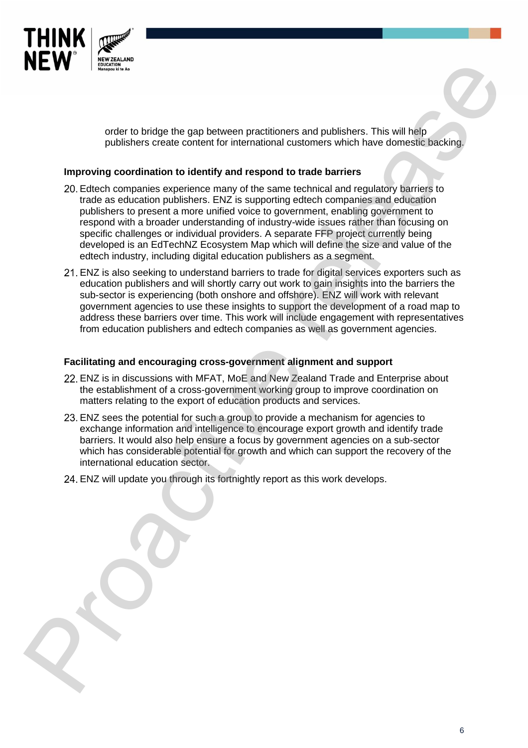order to bridge the gap between practitioners and publishers. This will help publishers create content for international customers which have domestic backing.

**Improving coordination to identify and respond to trade barriers**

20. Edtech companies experience many of the same technical and regulatory barriers to trade as education publishers. ENZ is supporting edtech companies and education publishers to present a more unified voice to government, enabling government to respond with a broader understanding of industry-wide issues rather than focusing on specific challenges or individual providers. A separate FFP project currently being developed is an EdTechNZ Ecosystem Map which will define the size and value of the edtech industry, including digital education publishers as a segment.

21. ENZ is also seeking to understand barriers to trade for digital services exporters such as education publishers and will shortly carry out work to gain insights into the barriers the sub-sector is experiencing (both onshore and offshore). ENZ will work with relevant government agencies to use these insights to support the development of a road map to address these barriers over time. This work will include engagement with representatives from education publishers and edtech companies as well as government agencies.

**Facilitating and encouraging cross-government alignment and support**

22. ENZ is in discussions with MFAT, MoE and New Zealand Trade and Enterprise about the establishment of a cross-government working group to improve coordination on matters relating to the export of education products and services.

23. ENZ sees the potential for such a group to provide a mechanism for agencies to exchange information and intelligence to encourage export growth and identify trade barriers. It would also help ensure a focus by government agencies on a sub-sector which has considerable potential for growth and which can support the recovery of the international education sector.

24. ENZ will update you through its fortnightly report as this work develops.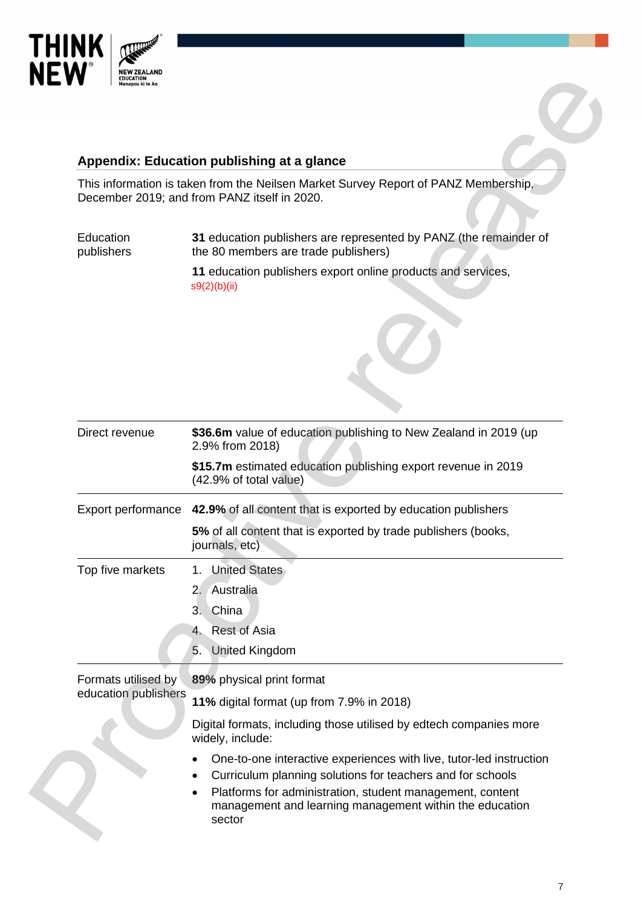## Appendix: Education publishing at a glance

This information is taken from the Neilsen Market Survey Report of PANZ Membership, December 2019; and from PANZ itself in 2020.

| | |
|---|---|
| Education publishers | **31** education publishers are represented by PANZ (the remainder of the 80 members are trade publishers)<br><br>**11** education publishers export online products and services, s9(2)(b)(ii) |
| Direct revenue | **$36.6m** value of education publishing to New Zealand in 2019 (up 2.9% from 2018)<br><br>**$15.7m** estimated education publishing export revenue in 2019 (42.9% of total value) |
| Export performance | **42.9%** of all content that is exported by education publishers<br><br>**5%** of all content that is exported by trade publishers (books, journals, etc) |
| Top five markets | 1. United States<br>2. Australia<br>3. China<br>4. Rest of Asia<br>5. United Kingdom |
| Formats utilised by education publishers | **89%** physical print format<br><br>**11%** digital format (up from 7.9% in 2018)<br><br>Digital formats, including those utilised by edtech companies more widely, include:<br>• One-to-one interactive experiences with live, tutor-led instruction<br>• Curriculum planning solutions for teachers and for schools<br>• Platforms for administration, student management, content management and learning management within the education sector |